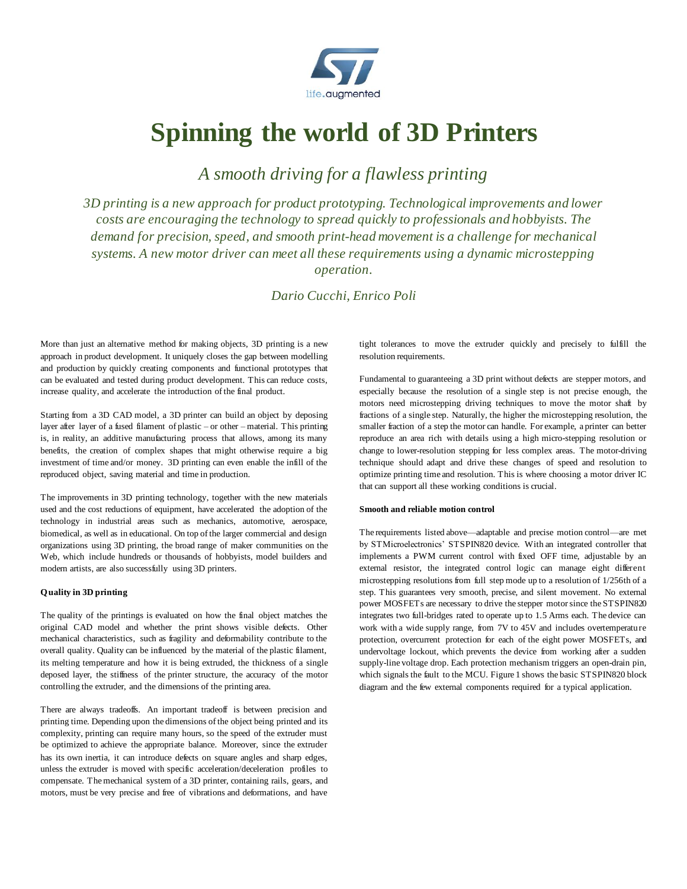# Spinning the world of 3D Printers

## *A smooth driving for a flawless printing*

*3D printing is a new approach for product prototyping. Technological improvements and lower costs are encouraging the technology to spread quickly to professionals and hobbyists. The demand for precision, speed, and smooth print-head movement is a challenge for mechanical systems. A new motor driver can meet all these requirements using a dynamic microstepping operation.*

*Dario Cucchi, Enrico Poli*

More than just an alternative method for making objects, 3D printing is a new approach in product development. It uniquely closes the gap between modelling and production by quickly creating components and functional prototypes that can be evaluated and tested during product development. This can reduce costs, increase quality, and accelerate the introduction of the final product.

Starting from a 3D CAD model, a 3D printer can build an object by deposing layer after layer of a fused filament of plastic – or other – material. This printing is, in reality, an additive manufacturing process that allows, among its many benefits, the creation of complex shapes that might otherwise require a big investment of time and/or money. 3D printing can even enable the infill of the reproduced object, saving material and time in production.

The improvements in 3D printing technology, together with the new materials used and the cost reductions of equipment, have accelerated the adoption of the technology in industrial areas such as mechanics, automotive, aerospace, biomedical, as well as in educational. On top of the larger commercial and design organizations using 3D printing, the broad range of maker communities on the Web, which include hundreds or thousands of hobbyists, model builders and modern artists, are also successfully using 3D printers.

**Quality in 3D printing**

The quality of the printings is evaluated on how the final object matches the original CAD model and whether the print shows visible defects. Other mechanical characteristics, such as fragility and deformability contribute to the overall quality. Quality can be influenced by the material of the plastic filament, its melting temperature and how it is being extruded, the thickness of a single deposed layer, the stiffness of the printer structure, the accuracy of the motor controlling the extruder, and the dimensions of the printing area.

There are always tradeoffs. An important tradeoff is between precision and printing time. Depending upon the dimensions of the object being printed and its complexity, printing can require many hours, so the speed of the extruder must be optimized to achieve the appropriate balance. Moreover, since the extruder has its own inertia, it can introduce defects on square angles and sharp edges, unless the extruder is moved with specific acceleration/deceleration profiles to compensate. The mechanical system of a 3D printer, containing rails, gears, and motors, must be very precise and free of vibrations and deformations, and have tight tolerances to move the extruder quickly and precisely to fulfill the resolution requirements.

Fundamental to guaranteeing a 3D print without defects are stepper motors, and especially because the resolution of a single step is not precise enough, the motors need microstepping driving techniques to move the motor shaft by fractions of a single step. Naturally, the higher the microstepping resolution, the smaller fraction of a step the motor can handle. For example, a printer can better reproduce an area rich with details using a high micro-stepping resolution or change to lower-resolution stepping for less complex areas. The motor-driving technique should adapt and drive these changes of speed and resolution to optimize printing time and resolution. This is where choosing a motor driver IC that can support all these working conditions is crucial.

**Smooth and reliable motion control**

The requirements listed above—adaptable and precise motion control—are met by STMicroelectronics' STSPIN820 device. With an integrated controller that implements a PWM current control with fixed OFF time, adjustable by an external resistor, the integrated control logic can manage eight different microstepping resolutions from full step mode up to a resolution of 1/256th of a step. This guarantees very smooth, precise, and silent movement. No external power MOSFETs are necessary to drive the stepper motor since the STSPIN820 integrates two full-bridges rated to operate up to 1.5 Arms each. The device can work with a wide supply range, from 7V to 45V and includes overtemperature protection, overcurrent protection for each of the eight power MOSFETs, and undervoltage lockout, which prevents the device from working after a sudden supply-line voltage drop. Each protection mechanism triggers an open-drain pin, which signals the fault to the MCU. Figure 1 shows the basic STSPIN820 block diagram and the few external components required for a typical application.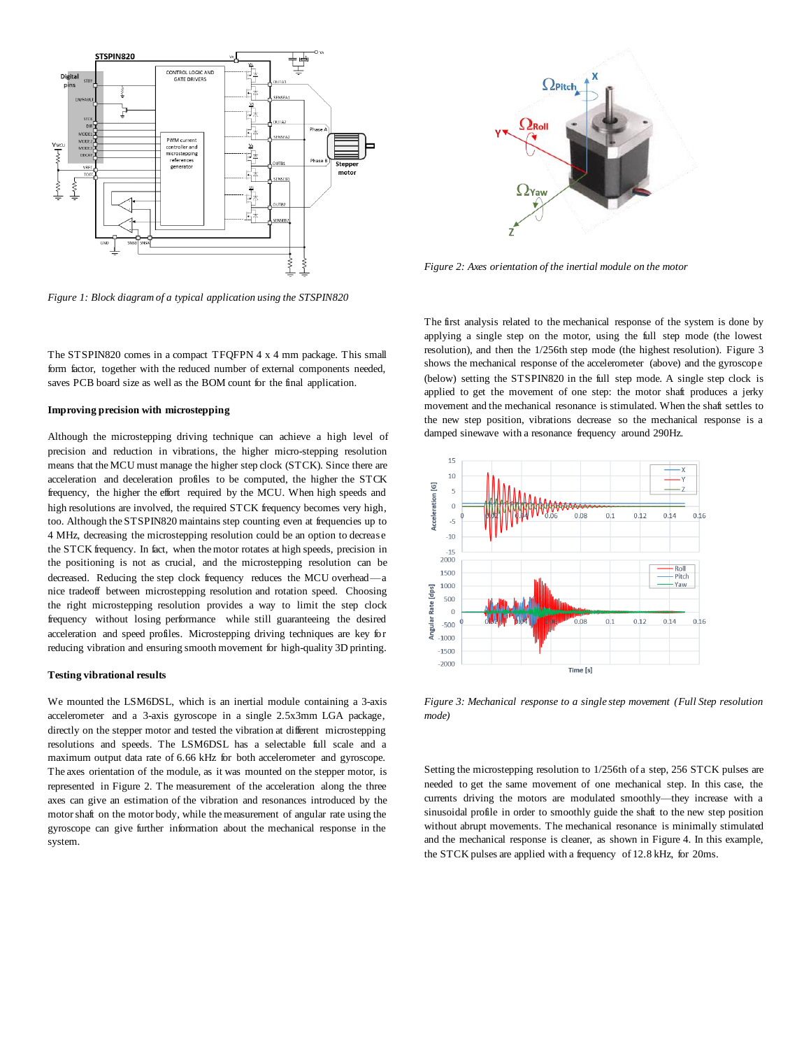Figure 1: Block diagram of a typical application using the STSPIN820

The STSPIN820 comes in a compact TFQFPN 4 x 4 mm package. This small form factor, together with the reduced number of external components needed, saves PCB board size as well as the BOM count for the final application.

### Improving precision with microstepping

Although the microstepping driving technique can achieve a high level of precision and reduction in vibrations, the higher micro-stepping resolution means that the MCU must manage the higher step clock (STCK). Since there are acceleration and deceleration profiles to be computed, the higher the STCK frequency, the higher the effort required by the MCU. When high speeds and high resolutions are involved, the required STCK frequency becomes very high, too. Although the STSPIN820 maintains step counting even at frequencies up to 4 MHz, decreasing the microstepping resolution could be an option to decrease the STCK frequency. In fact, when the motor rotates at high speeds, precision in the positioning is not as crucial, and the microstepping resolution can be decreased. Reducing the step clock frequency reduces the MCU overhead—a nice tradeoff between microstepping resolution and rotation speed. Choosing the right microstepping resolution provides a way to limit the step clock frequency without losing performance while still guaranteeing the desired acceleration and speed profiles. Microstepping driving techniques are key for reducing vibration and ensuring smooth movement for high-quality 3D printing.

### Testing vibrational results

We mounted the LSM6DSL, which is an inertial module containing a 3-axis accelerometer and a 3-axis gyroscope in a single 2.5x3mm LGA package, directly on the stepper motor and tested the vibration at different microstepping resolutions and speeds. The LSM6DSL has a selectable full scale and a maximum output data rate of 6.66 kHz for both accelerometer and gyroscope. The axes orientation of the module, as it was mounted on the stepper motor, is represented in Figure 2. The measurement of the acceleration along the three axes can give an estimation of the vibration and resonances introduced by the motor shaft on the motor body, while the measurement of angular rate using the gyroscope can give further information about the mechanical response in the system.

Figure 2: Axes orientation of the inertial module on the motor

The first analysis related to the mechanical response of the system is done by applying a single step on the motor, using the full step mode (the lowest resolution), and then the 1/256th step mode (the highest resolution). Figure 3 shows the mechanical response of the accelerometer (above) and the gyroscope (below) setting the STSPIN820 in the full step mode. A single step clock is applied to get the movement of one step: the motor shaft produces a jerky movement and the mechanical resonance is stimulated. When the shaft settles to the new step position, vibrations decrease so the mechanical response is a damped sinewave with a resonance frequency around 290Hz.

Figure 3: Mechanical response to a single step movement (Full Step resolution mode)

Setting the microstepping resolution to 1/256th of a step, 256 STCK pulses are needed to get the same movement of one mechanical step. In this case, the currents driving the motors are modulated smoothly—they increase with a sinusoidal profile in order to smoothly guide the shaft to the new step position without abrupt movements. The mechanical resonance is minimally stimulated and the mechanical response is cleaner, as shown in Figure 4. In this example, the STCK pulses are applied with a frequency of 12.8 kHz, for 20ms.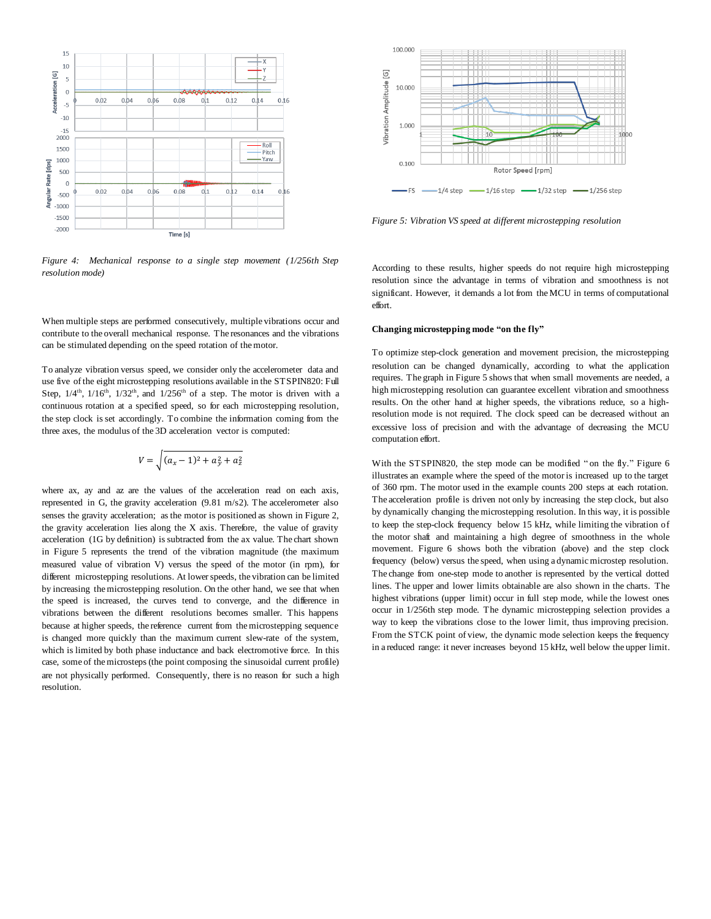15
10
5
0
-5
-10
-15
Acceleration [G]
0 0.02 0.04 0.06 0.08 0.1 0.12 0.14 0.16
X
Y
Z

2000
1500
1000
500
0
-500
-1000
-1500
-2000
Angular Rate [dps]
0 0.02 0.04 0.06 0.08 0.1 0.12 0.14 0.16
Roll
Pitch
Yaw
Time [s]

*Figure 4: Mechanical response to a single step movement (1/256th Step resolution mode)*

When multiple steps are performed consecutively, multiple vibrations occur and contribute to the overall mechanical response. The resonances and the vibrations can be stimulated depending on the speed rotation of the motor.

To analyze vibration versus speed, we consider only the accelerometer data and use five of the eight microstepping resolutions available in the STSPIN820: Full Step, 1/4th, 1/16th, 1/32th, and 1/256th of a step. The motor is driven with a continuous rotation at a specified speed, so for each microstepping resolution, the step clock is set accordingly. To combine the information coming from the three axes, the modulus of the 3D acceleration vector is computed:

$$V = \sqrt{(a_x - 1)^2 + a_y^2 + a_z^2}$$

where ax, ay and az are the values of the acceleration read on each axis, represented in G, the gravity acceleration (9.81 m/s2). The accelerometer also senses the gravity acceleration; as the motor is positioned as shown in Figure 2, the gravity acceleration lies along the X axis. Therefore, the value of gravity acceleration (1G by definition) is subtracted from the ax value. The chart shown in Figure 5 represents the trend of the vibration magnitude (the maximum measured value of vibration V) versus the speed of the motor (in rpm), for different microstepping resolutions. At lower speeds, the vibration can be limited by increasing the microstepping resolution. On the other hand, we see that when the speed is increased, the curves tend to converge, and the difference in vibrations between the different resolutions becomes smaller. This happens because at higher speeds, the reference current from the microstepping sequence is changed more quickly than the maximum current slew-rate of the system, which is limited by both phase inductance and back electromotive force. In this case, some of the microsteps (the point composing the sinusoidal current profile) are not physically performed. Consequently, there is no reason for such a high resolution.

100.000
10.000
1.000
0.100
Vibration Amplitude [G]
1 10 100 1000
Rotor Speed [rpm]
FS 1/4 step 1/16 step 1/32 step 1/256 step

*Figure 5: Vibration VS speed at different microstepping resolution*

According to these results, higher speeds do not require high microstepping resolution since the advantage in terms of vibration and smoothness is not significant. However, it demands a lot from the MCU in terms of computational effort.

**Changing microstepping mode "on the fly"**

To optimize step-clock generation and movement precision, the microstepping resolution can be changed dynamically, according to what the application requires. The graph in Figure 5 shows that when small movements are needed, a high microstepping resolution can guarantee excellent vibration and smoothness results. On the other hand at higher speeds, the vibrations reduce, so a high-resolution mode is not required. The clock speed can be decreased without an excessive loss of precision and with the advantage of decreasing the MCU computation effort.

With the STSPIN820, the step mode can be modified "on the fly." Figure 6 illustrates an example where the speed of the motor is increased up to the target of 360 rpm. The motor used in the example counts 200 steps at each rotation. The acceleration profile is driven not only by increasing the step clock, but also by dynamically changing the microstepping resolution. In this way, it is possible to keep the step-clock frequency below 15 kHz, while limiting the vibration of the motor shaft and maintaining a high degree of smoothness in the whole movement. Figure 6 shows both the vibration (above) and the step clock frequency (below) versus the speed, when using a dynamic microstep resolution. The change from one-step mode to another is represented by the vertical dotted lines. The upper and lower limits obtainable are also shown in the charts. The highest vibrations (upper limit) occur in full step mode, while the lowest ones occur in 1/256th step mode. The dynamic microstepping selection provides a way to keep the vibrations close to the lower limit, thus improving precision. From the STCK point of view, the dynamic mode selection keeps the frequency in a reduced range: it never increases beyond 15 kHz, well below the upper limit.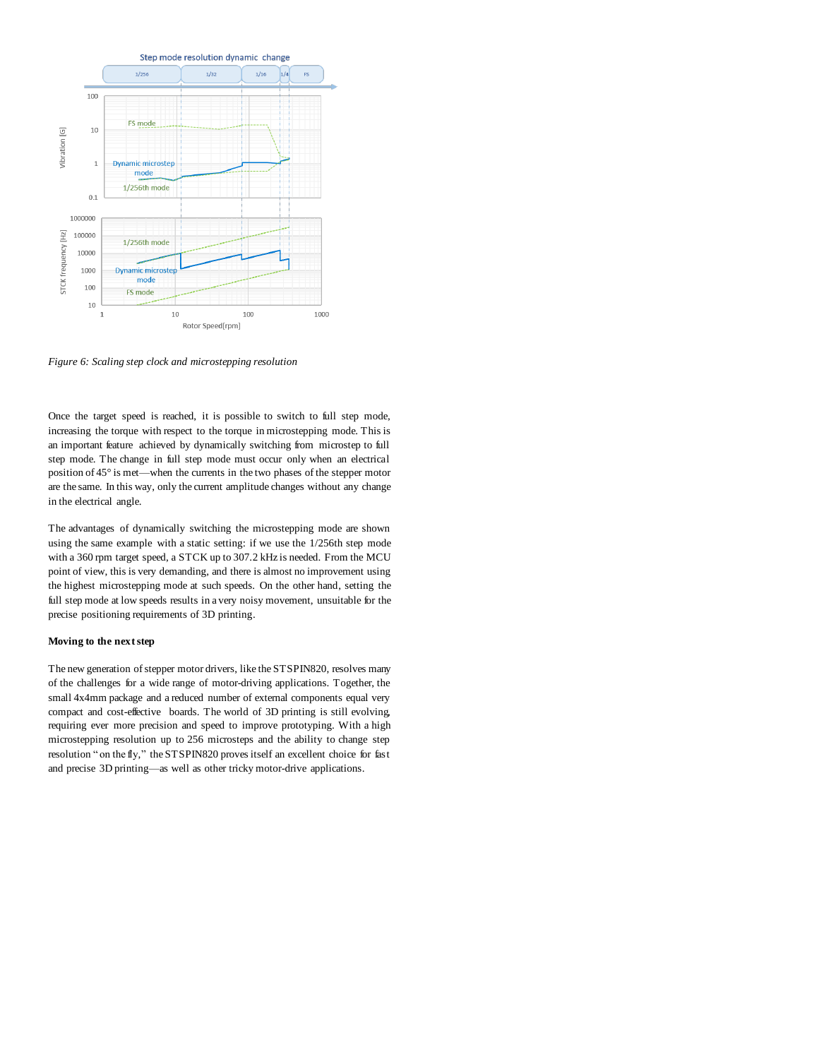Step mode resolution dynamic change

1/256 1/32 1/16 1/4 FS

Vibration [G]

100

10

1

0.1

FS mode

Dynamic microstep mode

1/256th mode

STCK frequency [Hz]

1000000

100000

10000

1000

100

10

1/256th mode

Dynamic microstep mode

FS mode

1 10 100 1000

Rotor Speed[rpm]

*Figure 6: Scaling step clock and microstepping resolution*

Once the target speed is reached, it is possible to switch to full step mode, increasing the torque with respect to the torque in microstepping mode. This is an important feature achieved by dynamically switching from microstep to full step mode. The change in full step mode must occur only when an electrical position of 45° is met—when the currents in the two phases of the stepper motor are the same. In this way, only the current amplitude changes without any change in the electrical angle.

The advantages of dynamically switching the microstepping mode are shown using the same example with a static setting: if we use the 1/256th step mode with a 360 rpm target speed, a STCK up to 307.2 kHz is needed. From the MCU point of view, this is very demanding, and there is almost no improvement using the highest microstepping mode at such speeds. On the other hand, setting the full step mode at low speeds results in a very noisy movement, unsuitable for the precise positioning requirements of 3D printing.

**Moving to the next step**

The new generation of stepper motor drivers, like the STSPIN820, resolves many of the challenges for a wide range of motor-driving applications. Together, the small 4x4mm package and a reduced number of external components equal very compact and cost-effective boards. The world of 3D printing is still evolving, requiring ever more precision and speed to improve prototyping. With a high microstepping resolution up to 256 microsteps and the ability to change step resolution "on the fly," the STSPIN820 proves itself an excellent choice for fast and precise 3D printing—as well as other tricky motor-drive applications.